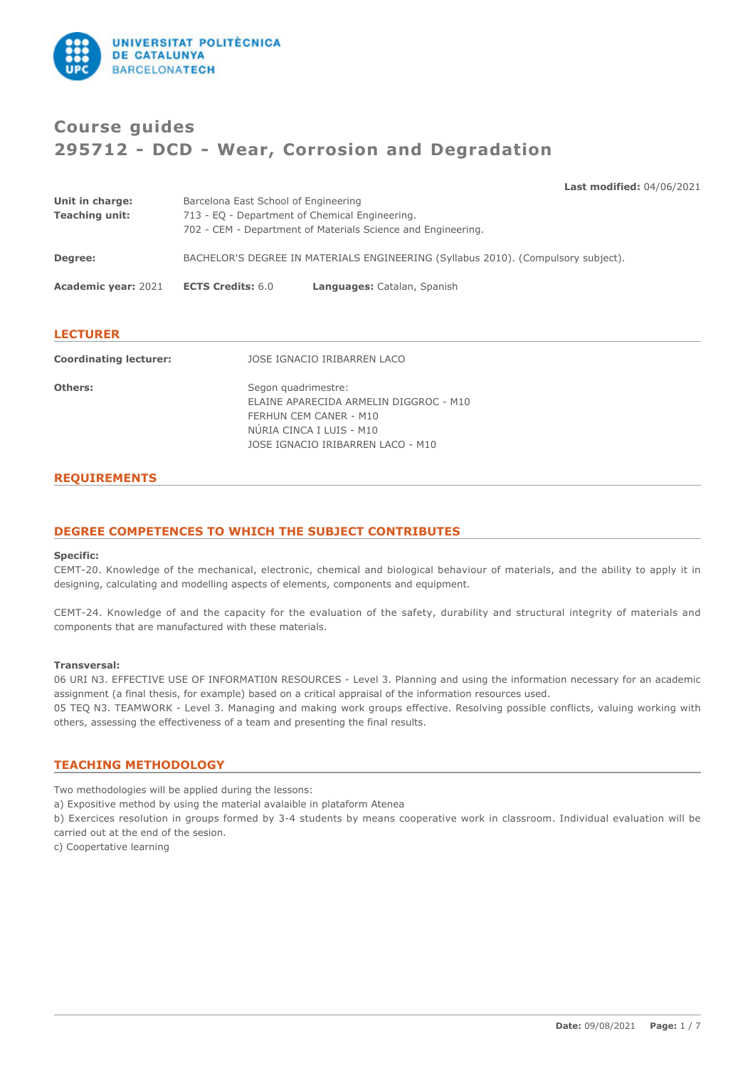# Course guides
# 295712 - DCD - Wear, Corrosion and Degradation

**Last modified:** 04/06/2021

**Unit in charge:** Barcelona East School of Engineering
**Teaching unit:** 713 - EQ - Department of Chemical Engineering.
702 - CEM - Department of Materials Science and Engineering.

**Degree:** BACHELOR'S DEGREE IN MATERIALS ENGINEERING (Syllabus 2010). (Compulsory subject).

**Academic year:** 2021 **ECTS Credits:** 6.0 **Languages:** Catalan, Spanish

## LECTURER

**Coordinating lecturer:** JOSE IGNACIO IRIBARREN LACO

**Others:** Segon quadrimestre:
ELAINE APARECIDA ARMELIN DIGGROC - M10
FERHUN CEM CANER - M10
NÚRIA CINCA I LUIS - M10
JOSE IGNACIO IRIBARREN LACO - M10

## REQUIREMENTS

## DEGREE COMPETENCES TO WHICH THE SUBJECT CONTRIBUTES

**Specific:**
CEMT-20. Knowledge of the mechanical, electronic, chemical and biological behaviour of materials, and the ability to apply it in designing, calculating and modelling aspects of elements, components and equipment.

CEMT-24. Knowledge of and the capacity for the evaluation of the safety, durability and structural integrity of materials and components that are manufactured with these materials.

**Transversal:**
06 URI N3. EFFECTIVE USE OF INFORMATI0N RESOURCES - Level 3. Planning and using the information necessary for an academic assignment (a final thesis, for example) based on a critical appraisal of the information resources used.
05 TEQ N3. TEAMWORK - Level 3. Managing and making work groups effective. Resolving possible conflicts, valuing working with others, assessing the effectiveness of a team and presenting the final results.

## TEACHING METHODOLOGY

Two methodologies will be applied during the lessons:
a) Expositive method by using the material avalaible in plataform Atenea
b) Exercices resolution in groups formed by 3-4 students by means cooperative work in classroom. Individual evaluation will be carried out at the end of the sesion.
c) Coopertative learning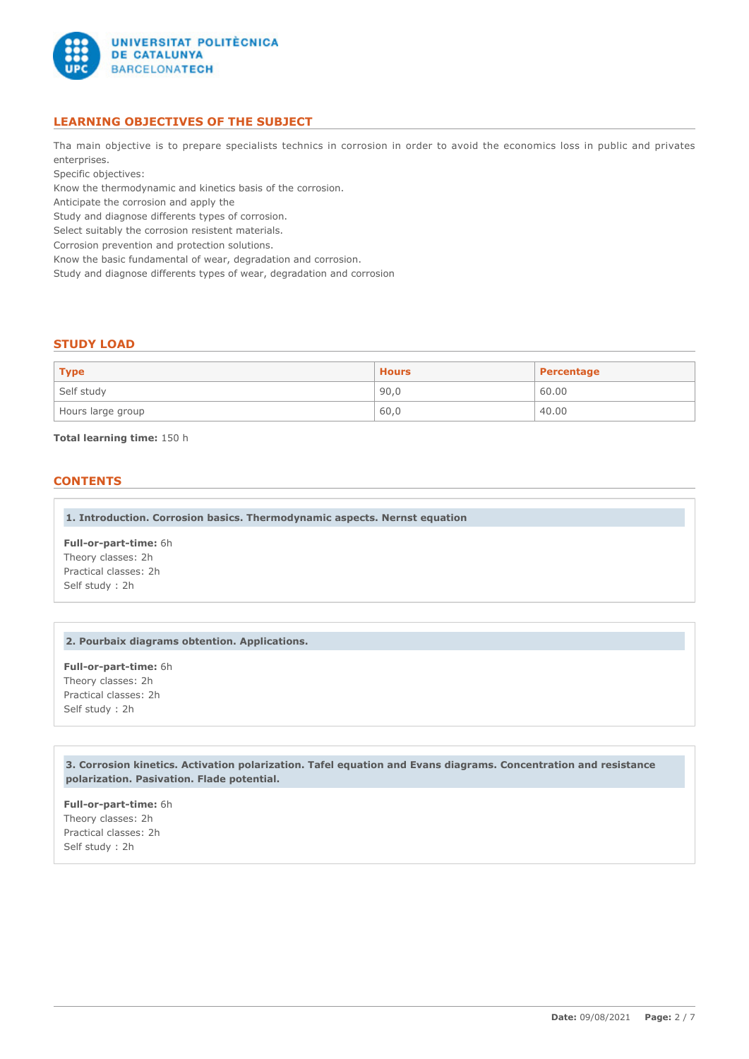## LEARNING OBJECTIVES OF THE SUBJECT

Tha main objective is to prepare specialists technics in corrosion in order to avoid the economics loss in public and privates enterprises.

Specific objectives:

Know the thermodynamic and kinetics basis of the corrosion.

Anticipate the corrosion and apply the

Study and diagnose differents types of corrosion.

Select suitably the corrosion resistent materials.

Corrosion prevention and protection solutions.

Know the basic fundamental of wear, degradation and corrosion.

Study and diagnose differents types of wear, degradation and corrosion

## STUDY LOAD

| Type | Hours | Percentage |
|---|---|---|
| Self study | 90,0 | 60.00 |
| Hours large group | 60,0 | 40.00 |

**Total learning time:** 150 h

## CONTENTS

### 1. Introduction. Corrosion basics. Thermodynamic aspects. Nernst equation

**Full-or-part-time:** 6h
Theory classes: 2h
Practical classes: 2h
Self study : 2h

### 2. Pourbaix diagrams obtention. Applications.

**Full-or-part-time:** 6h
Theory classes: 2h
Practical classes: 2h
Self study : 2h

### 3. Corrosion kinetics. Activation polarization. Tafel equation and Evans diagrams. Concentration and resistance polarization. Pasivation. Flade potential.

**Full-or-part-time:** 6h
Theory classes: 2h
Practical classes: 2h
Self study : 2h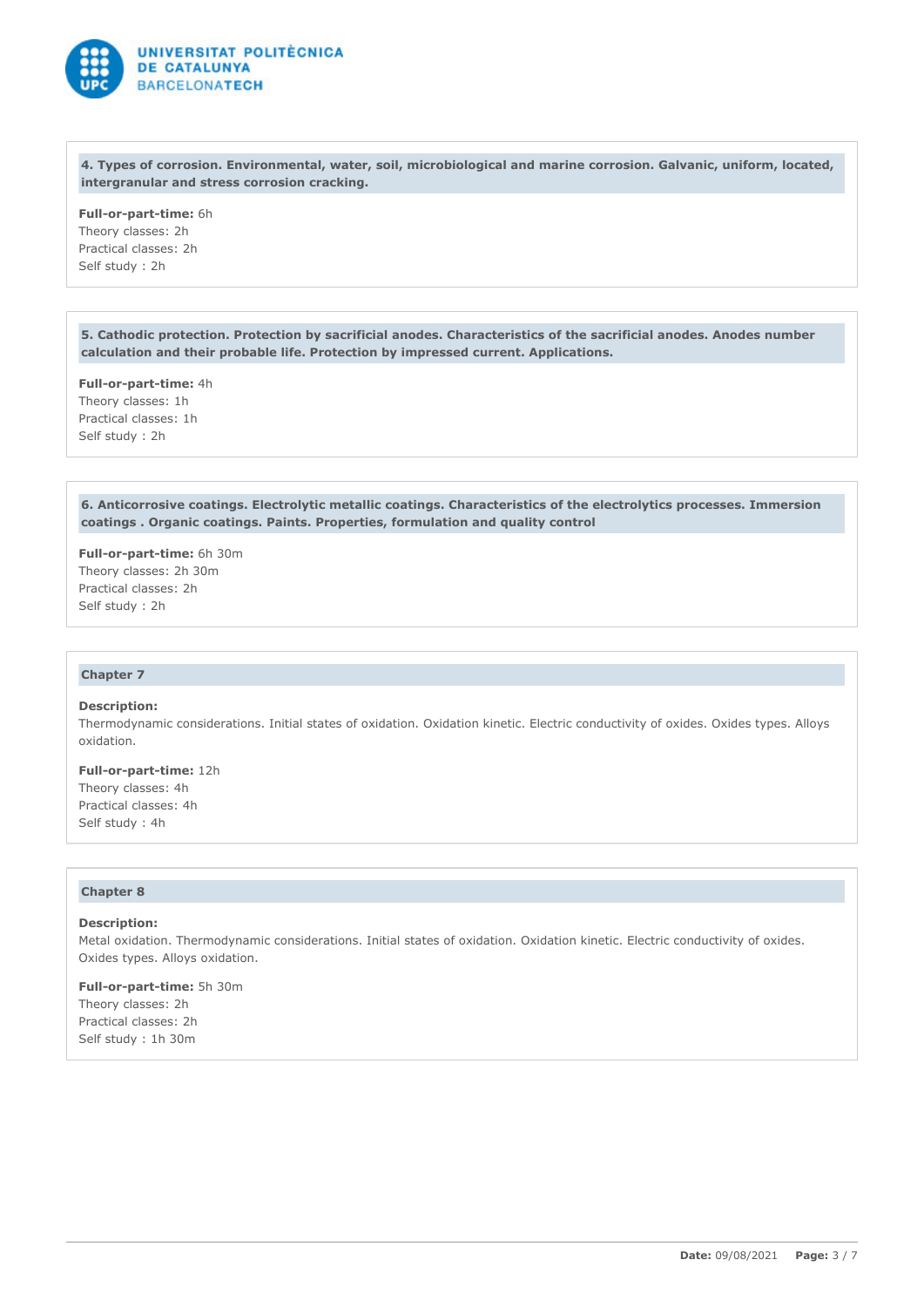**4. Types of corrosion. Environmental, water, soil, microbiological and marine corrosion. Galvanic, uniform, located, intergranular and stress corrosion cracking.**

**Full-or-part-time:** 6h
Theory classes: 2h
Practical classes: 2h
Self study : 2h

**5. Cathodic protection. Protection by sacrificial anodes. Characteristics of the sacrificial anodes. Anodes number calculation and their probable life. Protection by impressed current. Applications.**

**Full-or-part-time:** 4h
Theory classes: 1h
Practical classes: 1h
Self study : 2h

**6. Anticorrosive coatings. Electrolytic metallic coatings. Characteristics of the electrolytics processes. Immersion coatings . Organic coatings. Paints. Properties, formulation and quality control**

**Full-or-part-time:** 6h 30m
Theory classes: 2h 30m
Practical classes: 2h
Self study : 2h

**Chapter 7**

**Description:**
Thermodynamic considerations. Initial states of oxidation. Oxidation kinetic. Electric conductivity of oxides. Oxides types. Alloys oxidation.

**Full-or-part-time:** 12h
Theory classes: 4h
Practical classes: 4h
Self study : 4h

**Chapter 8**

**Description:**
Metal oxidation. Thermodynamic considerations. Initial states of oxidation. Oxidation kinetic. Electric conductivity of oxides. Oxides types. Alloys oxidation.

**Full-or-part-time:** 5h 30m
Theory classes: 2h
Practical classes: 2h
Self study : 1h 30m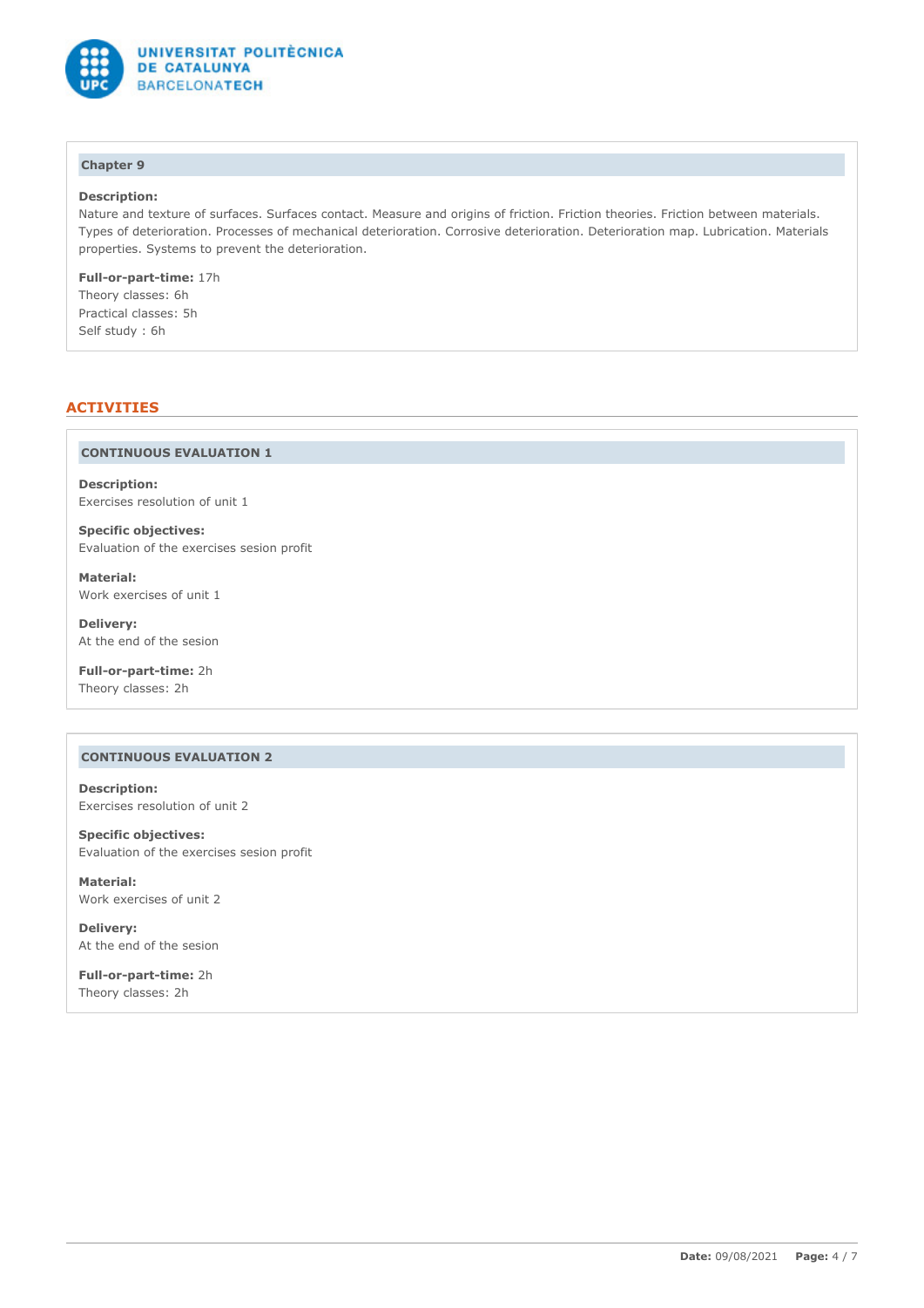### Chapter 9

**Description:**
Nature and texture of surfaces. Surfaces contact. Measure and origins of friction. Friction theories. Friction between materials. Types of deterioration. Processes of mechanical deterioration. Corrosive deterioration. Deterioration map. Lubrication. Materials properties. Systems to prevent the deterioration.

**Full-or-part-time:** 17h
Theory classes: 6h
Practical classes: 5h
Self study : 6h

## ACTIVITIES

### CONTINUOUS EVALUATION 1

**Description:**
Exercises resolution of unit 1

**Specific objectives:**
Evaluation of the exercises sesion profit

**Material:**
Work exercises of unit 1

**Delivery:**
At the end of the sesion

**Full-or-part-time:** 2h
Theory classes: 2h

### CONTINUOUS EVALUATION 2

**Description:**
Exercises resolution of unit 2

**Specific objectives:**
Evaluation of the exercises sesion profit

**Material:**
Work exercises of unit 2

**Delivery:**
At the end of the sesion

**Full-or-part-time:** 2h
Theory classes: 2h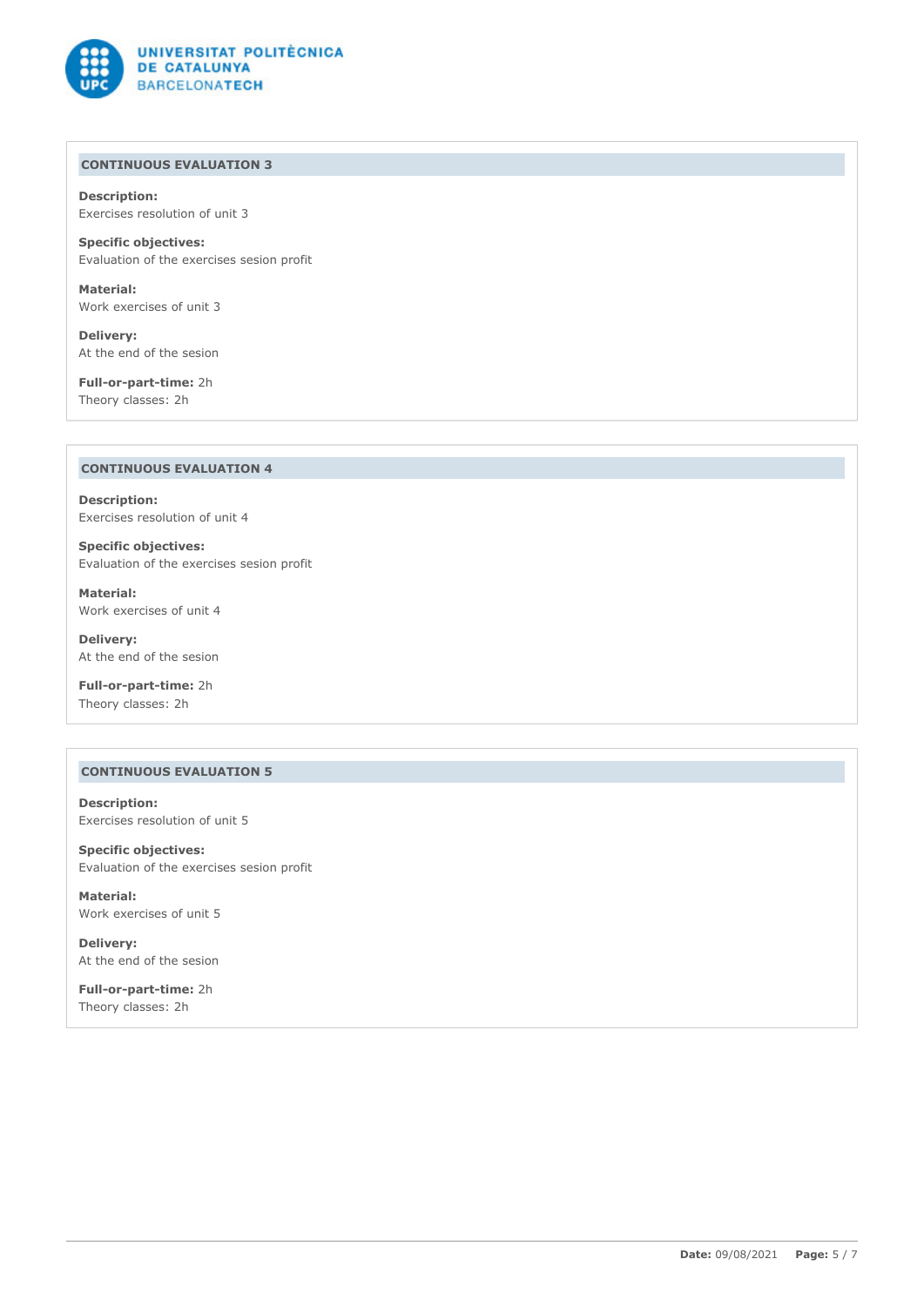### CONTINUOUS EVALUATION 3

**Description:**
Exercises resolution of unit 3

**Specific objectives:**
Evaluation of the exercises sesion profit

**Material:**
Work exercises of unit 3

**Delivery:**
At the end of the sesion

**Full-or-part-time:** 2h
Theory classes: 2h

### CONTINUOUS EVALUATION 4

**Description:**
Exercises resolution of unit 4

**Specific objectives:**
Evaluation of the exercises sesion profit

**Material:**
Work exercises of unit 4

**Delivery:**
At the end of the sesion

**Full-or-part-time:** 2h
Theory classes: 2h

### CONTINUOUS EVALUATION 5

**Description:**
Exercises resolution of unit 5

**Specific objectives:**
Evaluation of the exercises sesion profit

**Material:**
Work exercises of unit 5

**Delivery:**
At the end of the sesion

**Full-or-part-time:** 2h
Theory classes: 2h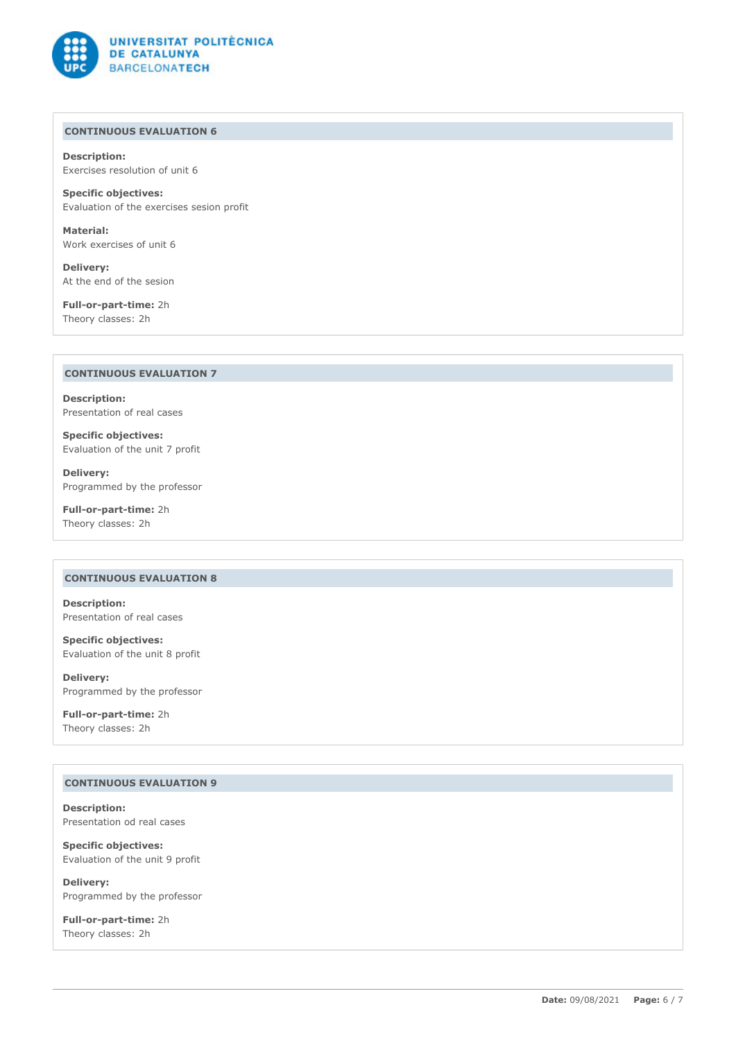### CONTINUOUS EVALUATION 6

**Description:**
Exercises resolution of unit 6

**Specific objectives:**
Evaluation of the exercises sesion profit

**Material:**
Work exercises of unit 6

**Delivery:**
At the end of the sesion

**Full-or-part-time:** 2h
Theory classes: 2h

### CONTINUOUS EVALUATION 7

**Description:**
Presentation of real cases

**Specific objectives:**
Evaluation of the unit 7 profit

**Delivery:**
Programmed by the professor

**Full-or-part-time:** 2h
Theory classes: 2h

### CONTINUOUS EVALUATION 8

**Description:**
Presentation of real cases

**Specific objectives:**
Evaluation of the unit 8 profit

**Delivery:**
Programmed by the professor

**Full-or-part-time:** 2h
Theory classes: 2h

### CONTINUOUS EVALUATION 9

**Description:**
Presentation od real cases

**Specific objectives:**
Evaluation of the unit 9 profit

**Delivery:**
Programmed by the professor

**Full-or-part-time:** 2h
Theory classes: 2h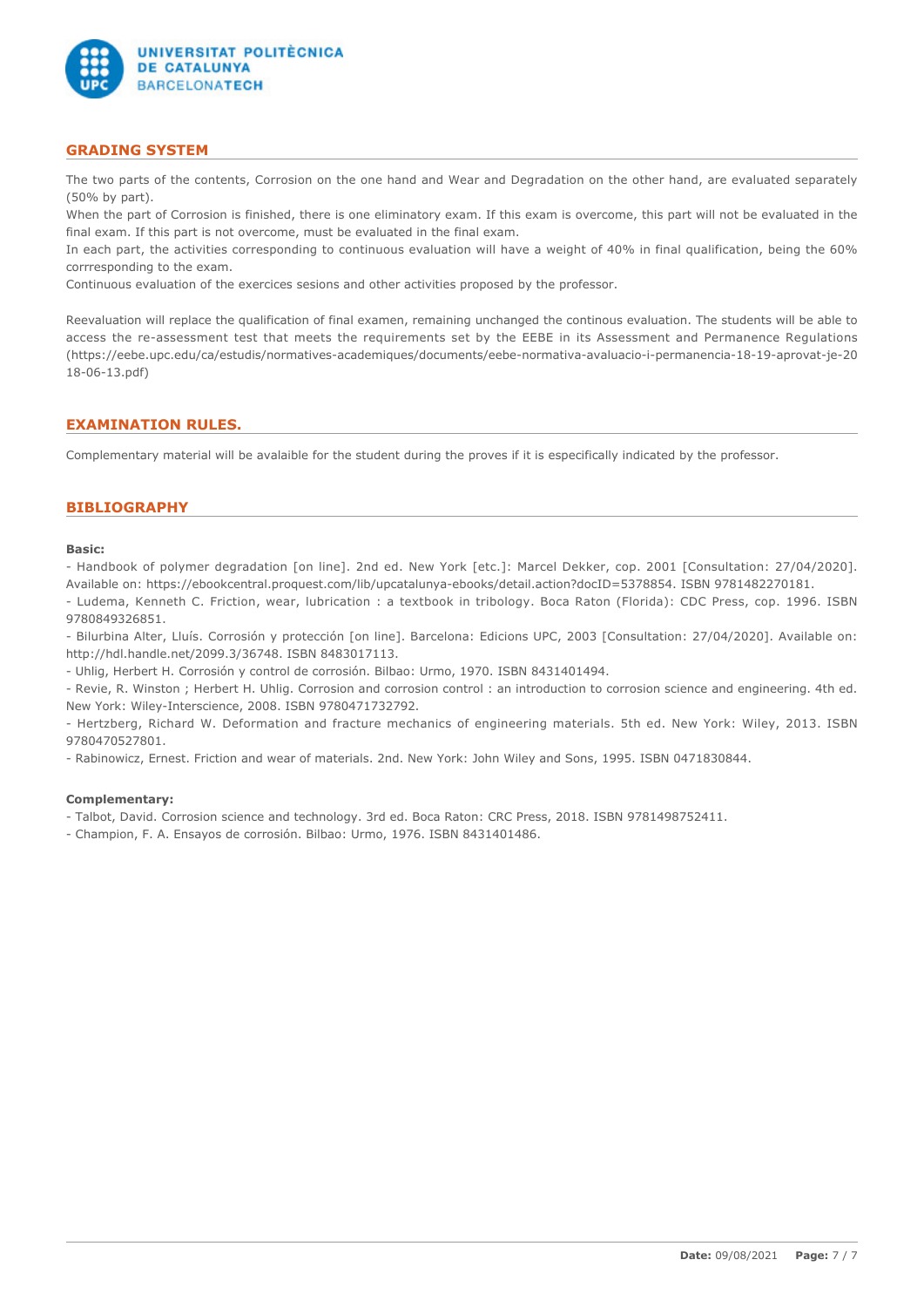## GRADING SYSTEM

The two parts of the contents, Corrosion on the one hand and Wear and Degradation on the other hand, are evaluated separately (50% by part).

When the part of Corrosion is finished, there is one eliminatory exam. If this exam is overcome, this part will not be evaluated in the final exam. If this part is not overcome, must be evaluated in the final exam.

In each part, the activities corresponding to continuous evaluation will have a weight of 40% in final qualification, being the 60% corrresponding to the exam.

Continuous evaluation of the exercices sesions and other activities proposed by the professor.

Reevaluation will replace the qualification of final examen, remaining unchanged the continous evaluation. The students will be able to access the re-assessment test that meets the requirements set by the EEBE in its Assessment and Permanence Regulations (https://eebe.upc.edu/ca/estudis/normatives-academiques/documents/eebe-normativa-avaluacio-i-permanencia-18-19-aprovat-je-2018-06-13.pdf)

## EXAMINATION RULES.

Complementary material will be avalaible for the student during the proves if it is especifically indicated by the professor.

## BIBLIOGRAPHY

**Basic:**

- Handbook of polymer degradation [on line]. 2nd ed. New York [etc.]: Marcel Dekker, cop. 2001 [Consultation: 27/04/2020]. Available on: https://ebookcentral.proquest.com/lib/upcatalunya-ebooks/detail.action?docID=5378854. ISBN 9781482270181.
- Ludema, Kenneth C. Friction, wear, lubrication : a textbook in tribology. Boca Raton (Florida): CDC Press, cop. 1996. ISBN 9780849326851.
- Bilurbina Alter, Lluís. Corrosión y protección [on line]. Barcelona: Edicions UPC, 2003 [Consultation: 27/04/2020]. Available on: http://hdl.handle.net/2099.3/36748. ISBN 8483017113.
- Uhlig, Herbert H. Corrosión y control de corrosión. Bilbao: Urmo, 1970. ISBN 8431401494.
- Revie, R. Winston ; Herbert H. Uhlig. Corrosion and corrosion control : an introduction to corrosion science and engineering. 4th ed. New York: Wiley-Interscience, 2008. ISBN 9780471732792.
- Hertzberg, Richard W. Deformation and fracture mechanics of engineering materials. 5th ed. New York: Wiley, 2013. ISBN 9780470527801.
- Rabinowicz, Ernest. Friction and wear of materials. 2nd. New York: John Wiley and Sons, 1995. ISBN 0471830844.

**Complementary:**

- Talbot, David. Corrosion science and technology. 3rd ed. Boca Raton: CRC Press, 2018. ISBN 9781498752411.
- Champion, F. A. Ensayos de corrosión. Bilbao: Urmo, 1976. ISBN 8431401486.